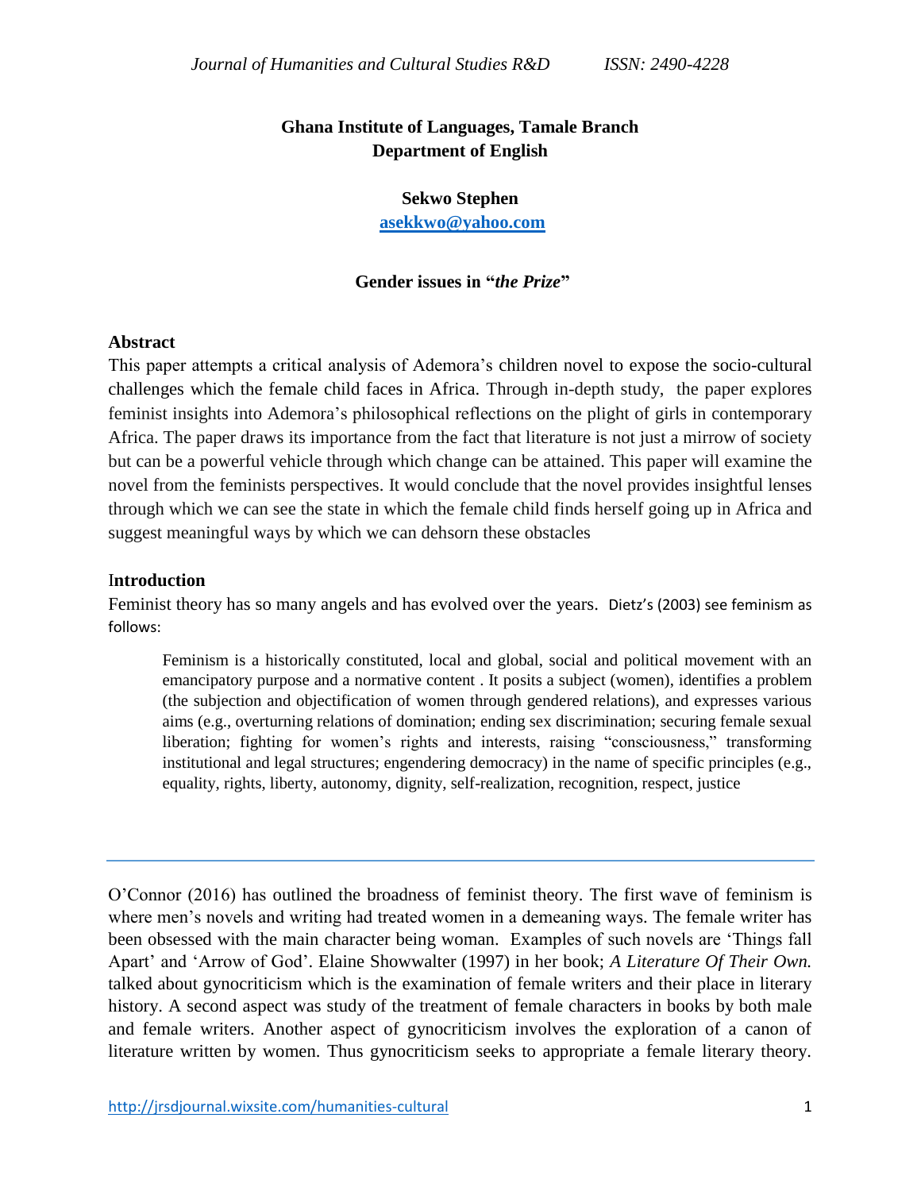**Ghana Institute of Languages, Tamale Branch**
**Department of English**

**Sekwo Stephen**
**asekkwo@yahoo.com**

**Gender issues in "*the Prize*"**

## Abstract

This paper attempts a critical analysis of Ademora's children novel to expose the socio-cultural challenges which the female child faces in Africa. Through in-depth study, the paper explores feminist insights into Ademora's philosophical reflections on the plight of girls in contemporary Africa. The paper draws its importance from the fact that literature is not just a mirrow of society but can be a powerful vehicle through which change can be attained. This paper will examine the novel from the feminists perspectives. It would conclude that the novel provides insightful lenses through which we can see the state in which the female child finds herself going up in Africa and suggest meaningful ways by which we can dehsorn these obstacles

## Introduction

Feminist theory has so many angels and has evolved over the years. Dietz's (2003) see feminism as follows:

> Feminism is a historically constituted, local and global, social and political movement with an emancipatory purpose and a normative content . It posits a subject (women), identifies a problem (the subjection and objectification of women through gendered relations), and expresses various aims (e.g., overturning relations of domination; ending sex discrimination; securing female sexual liberation; fighting for women's rights and interests, raising "consciousness," transforming institutional and legal structures; engendering democracy) in the name of specific principles (e.g., equality, rights, liberty, autonomy, dignity, self-realization, recognition, respect, justice

O'Connor (2016) has outlined the broadness of feminist theory. The first wave of feminism is where men's novels and writing had treated women in a demeaning ways. The female writer has been obsessed with the main character being woman. Examples of such novels are 'Things fall Apart' and 'Arrow of God'. Elaine Showwalter (1997) in her book; *A Literature Of Their Own.* talked about gynocriticism which is the examination of female writers and their place in literary history. A second aspect was study of the treatment of female characters in books by both male and female writers. Another aspect of gynocriticism involves the exploration of a canon of literature written by women. Thus gynocriticism seeks to appropriate a female literary theory.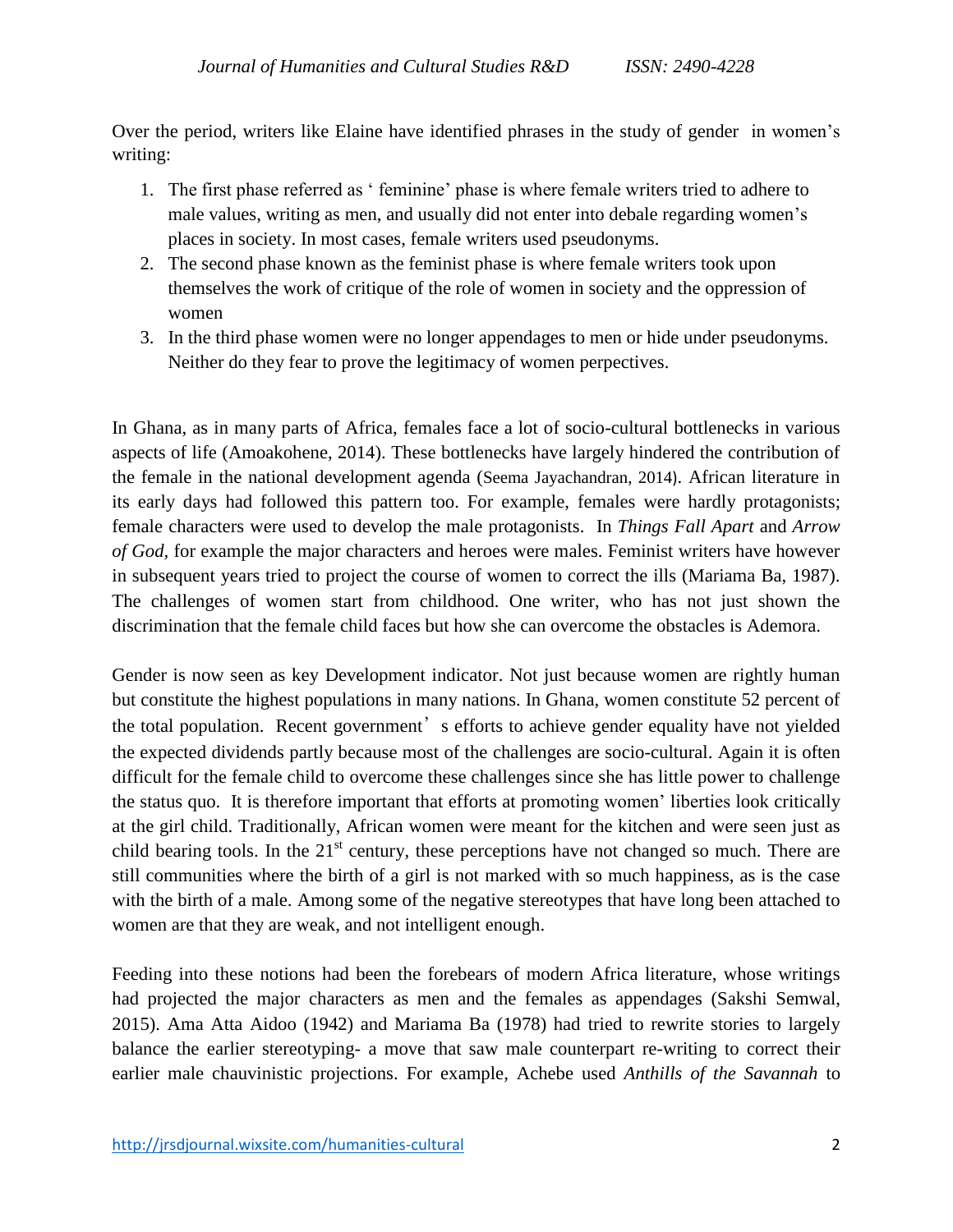Over the period, writers like Elaine have identified phrases in the study of gender in women's writing:

1. The first phase referred as ' feminine' phase is where female writers tried to adhere to male values, writing as men, and usually did not enter into debale regarding women's places in society. In most cases, female writers used pseudonyms.
2. The second phase known as the feminist phase is where female writers took upon themselves the work of critique of the role of women in society and the oppression of women
3. In the third phase women were no longer appendages to men or hide under pseudonyms. Neither do they fear to prove the legitimacy of women perpectives.

In Ghana, as in many parts of Africa, females face a lot of socio-cultural bottlenecks in various aspects of life (Amoakohene, 2014). These bottlenecks have largely hindered the contribution of the female in the national development agenda (Seema Jayachandran, 2014). African literature in its early days had followed this pattern too. For example, females were hardly protagonists; female characters were used to develop the male protagonists. In *Things Fall Apart* and *Arrow of God*, for example the major characters and heroes were males. Feminist writers have however in subsequent years tried to project the course of women to correct the ills (Mariama Ba, 1987). The challenges of women start from childhood. One writer, who has not just shown the discrimination that the female child faces but how she can overcome the obstacles is Ademora.

Gender is now seen as key Development indicator. Not just because women are rightly human but constitute the highest populations in many nations. In Ghana, women constitute 52 percent of the total population. Recent government' s efforts to achieve gender equality have not yielded the expected dividends partly because most of the challenges are socio-cultural. Again it is often difficult for the female child to overcome these challenges since she has little power to challenge the status quo. It is therefore important that efforts at promoting women' liberties look critically at the girl child. Traditionally, African women were meant for the kitchen and were seen just as child bearing tools. In the 21st century, these perceptions have not changed so much. There are still communities where the birth of a girl is not marked with so much happiness, as is the case with the birth of a male. Among some of the negative stereotypes that have long been attached to women are that they are weak, and not intelligent enough.

Feeding into these notions had been the forebears of modern Africa literature, whose writings had projected the major characters as men and the females as appendages (Sakshi Semwal, 2015). Ama Atta Aidoo (1942) and Mariama Ba (1978) had tried to rewrite stories to largely balance the earlier stereotyping- a move that saw male counterpart re-writing to correct their earlier male chauvinistic projections. For example, Achebe used *Anthills of the Savannah* to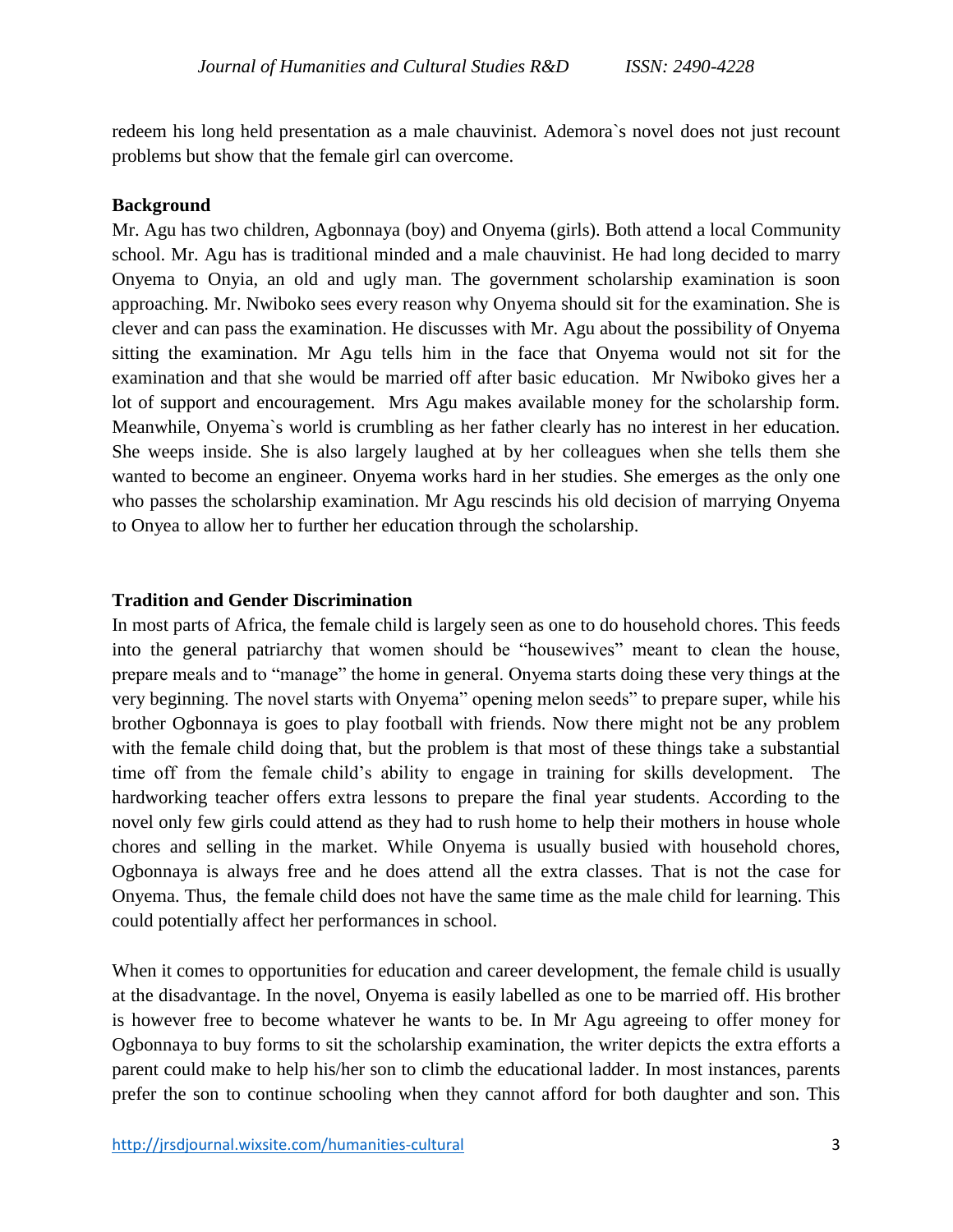redeem his long held presentation as a male chauvinist. Ademora`s novel does not just recount problems but show that the female girl can overcome.

**Background**

Mr. Agu has two children, Agbonnaya (boy) and Onyema (girls). Both attend a local Community school. Mr. Agu has is traditional minded and a male chauvinist. He had long decided to marry Onyema to Onyia, an old and ugly man. The government scholarship examination is soon approaching. Mr. Nwiboko sees every reason why Onyema should sit for the examination. She is clever and can pass the examination. He discusses with Mr. Agu about the possibility of Onyema sitting the examination. Mr Agu tells him in the face that Onyema would not sit for the examination and that she would be married off after basic education. Mr Nwiboko gives her a lot of support and encouragement. Mrs Agu makes available money for the scholarship form. Meanwhile, Onyema`s world is crumbling as her father clearly has no interest in her education. She weeps inside. She is also largely laughed at by her colleagues when she tells them she wanted to become an engineer. Onyema works hard in her studies. She emerges as the only one who passes the scholarship examination. Mr Agu rescinds his old decision of marrying Onyema to Onyea to allow her to further her education through the scholarship.

**Tradition and Gender Discrimination**

In most parts of Africa, the female child is largely seen as one to do household chores. This feeds into the general patriarchy that women should be "housewives" meant to clean the house, prepare meals and to "manage" the home in general. Onyema starts doing these very things at the very beginning. The novel starts with Onyema" opening melon seeds" to prepare super, while his brother Ogbonnaya is goes to play football with friends. Now there might not be any problem with the female child doing that, but the problem is that most of these things take a substantial time off from the female child's ability to engage in training for skills development. The hardworking teacher offers extra lessons to prepare the final year students. According to the novel only few girls could attend as they had to rush home to help their mothers in house whole chores and selling in the market. While Onyema is usually busied with household chores, Ogbonnaya is always free and he does attend all the extra classes. That is not the case for Onyema. Thus, the female child does not have the same time as the male child for learning. This could potentially affect her performances in school.

When it comes to opportunities for education and career development, the female child is usually at the disadvantage. In the novel, Onyema is easily labelled as one to be married off. His brother is however free to become whatever he wants to be. In Mr Agu agreeing to offer money for Ogbonnaya to buy forms to sit the scholarship examination, the writer depicts the extra efforts a parent could make to help his/her son to climb the educational ladder. In most instances, parents prefer the son to continue schooling when they cannot afford for both daughter and son. This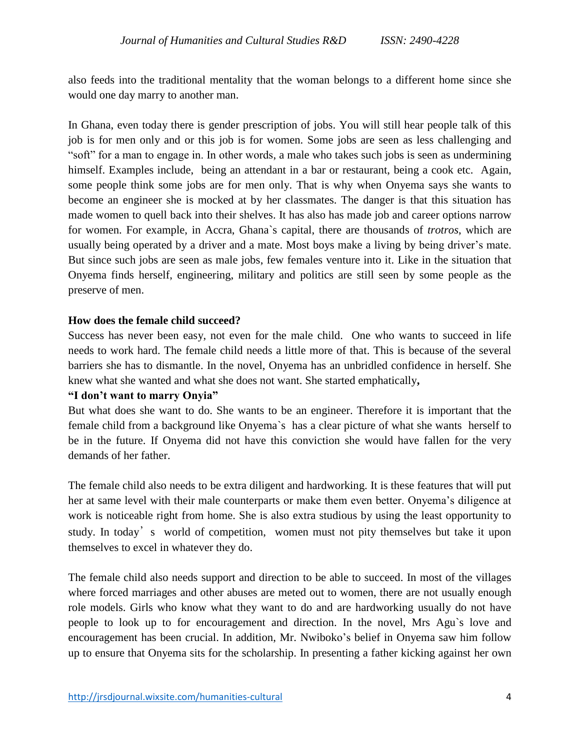also feeds into the traditional mentality that the woman belongs to a different home since she would one day marry to another man.

In Ghana, even today there is gender prescription of jobs. You will still hear people talk of this job is for men only and or this job is for women. Some jobs are seen as less challenging and "soft" for a man to engage in. In other words, a male who takes such jobs is seen as undermining himself. Examples include, being an attendant in a bar or restaurant, being a cook etc. Again, some people think some jobs are for men only. That is why when Onyema says she wants to become an engineer she is mocked at by her classmates. The danger is that this situation has made women to quell back into their shelves. It has also has made job and career options narrow for women. For example, in Accra, Ghana`s capital, there are thousands of *trotros*, which are usually being operated by a driver and a mate. Most boys make a living by being driver's mate. But since such jobs are seen as male jobs, few females venture into it. Like in the situation that Onyema finds herself, engineering, military and politics are still seen by some people as the preserve of men.

**How does the female child succeed?**

Success has never been easy, not even for the male child. One who wants to succeed in life needs to work hard. The female child needs a little more of that. This is because of the several barriers she has to dismantle. In the novel, Onyema has an unbridled confidence in herself. She knew what she wanted and what she does not want. She started emphatically**,**

**"I don't want to marry Onyia"**

But what does she want to do. She wants to be an engineer. Therefore it is important that the female child from a background like Onyema`s has a clear picture of what she wants herself to be in the future. If Onyema did not have this conviction she would have fallen for the very demands of her father.

The female child also needs to be extra diligent and hardworking. It is these features that will put her at same level with their male counterparts or make them even better. Onyema's diligence at work is noticeable right from home. She is also extra studious by using the least opportunity to study. In today's world of competition, women must not pity themselves but take it upon themselves to excel in whatever they do.

The female child also needs support and direction to be able to succeed. In most of the villages where forced marriages and other abuses are meted out to women, there are not usually enough role models. Girls who know what they want to do and are hardworking usually do not have people to look up to for encouragement and direction. In the novel, Mrs Agu`s love and encouragement has been crucial. In addition, Mr. Nwiboko's belief in Onyema saw him follow up to ensure that Onyema sits for the scholarship. In presenting a father kicking against her own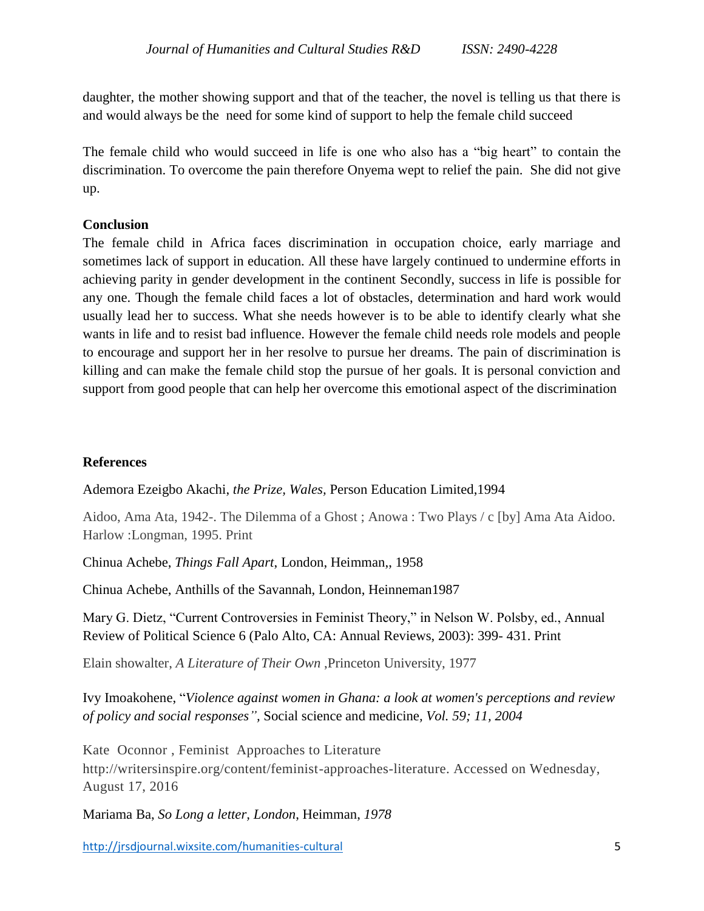daughter, the mother showing support and that of the teacher, the novel is telling us that there is and would always be the need for some kind of support to help the female child succeed

The female child who would succeed in life is one who also has a "big heart" to contain the discrimination. To overcome the pain therefore Onyema wept to relief the pain. She did not give up.

**Conclusion**

The female child in Africa faces discrimination in occupation choice, early marriage and sometimes lack of support in education. All these have largely continued to undermine efforts in achieving parity in gender development in the continent Secondly, success in life is possible for any one. Though the female child faces a lot of obstacles, determination and hard work would usually lead her to success. What she needs however is to be able to identify clearly what she wants in life and to resist bad influence. However the female child needs role models and people to encourage and support her in her resolve to pursue her dreams. The pain of discrimination is killing and can make the female child stop the pursue of her goals. It is personal conviction and support from good people that can help her overcome this emotional aspect of the discrimination

**References**

Ademora Ezeigbo Akachi, *the Prize, Wales,* Person Education Limited,1994

Aidoo, Ama Ata, 1942-. The Dilemma of a Ghost ; Anowa : Two Plays / c [by] Ama Ata Aidoo. Harlow :Longman, 1995. Print

Chinua Achebe, *Things Fall Apart*, London, Heimman,, 1958

Chinua Achebe, Anthills of the Savannah, London, Heinneman1987

Mary G. Dietz, "Current Controversies in Feminist Theory," in Nelson W. Polsby, ed., Annual Review of Political Science 6 (Palo Alto, CA: Annual Reviews, 2003): 399- 431. Print

Elain showalter, *A Literature of Their Own* ,Princeton University, 1977

Ivy Imoakohene, "*Violence against women in Ghana: a look at women's perceptions and review of policy and social responses",* Social science and medicine, *Vol. 59; 11, 2004*

Kate Oconnor , Feminist Approaches to Literature http://writersinspire.org/content/feminist-approaches-literature. Accessed on Wednesday, August 17, 2016

Mariama Ba, *So Long a letter, London*, Heimman, *1978*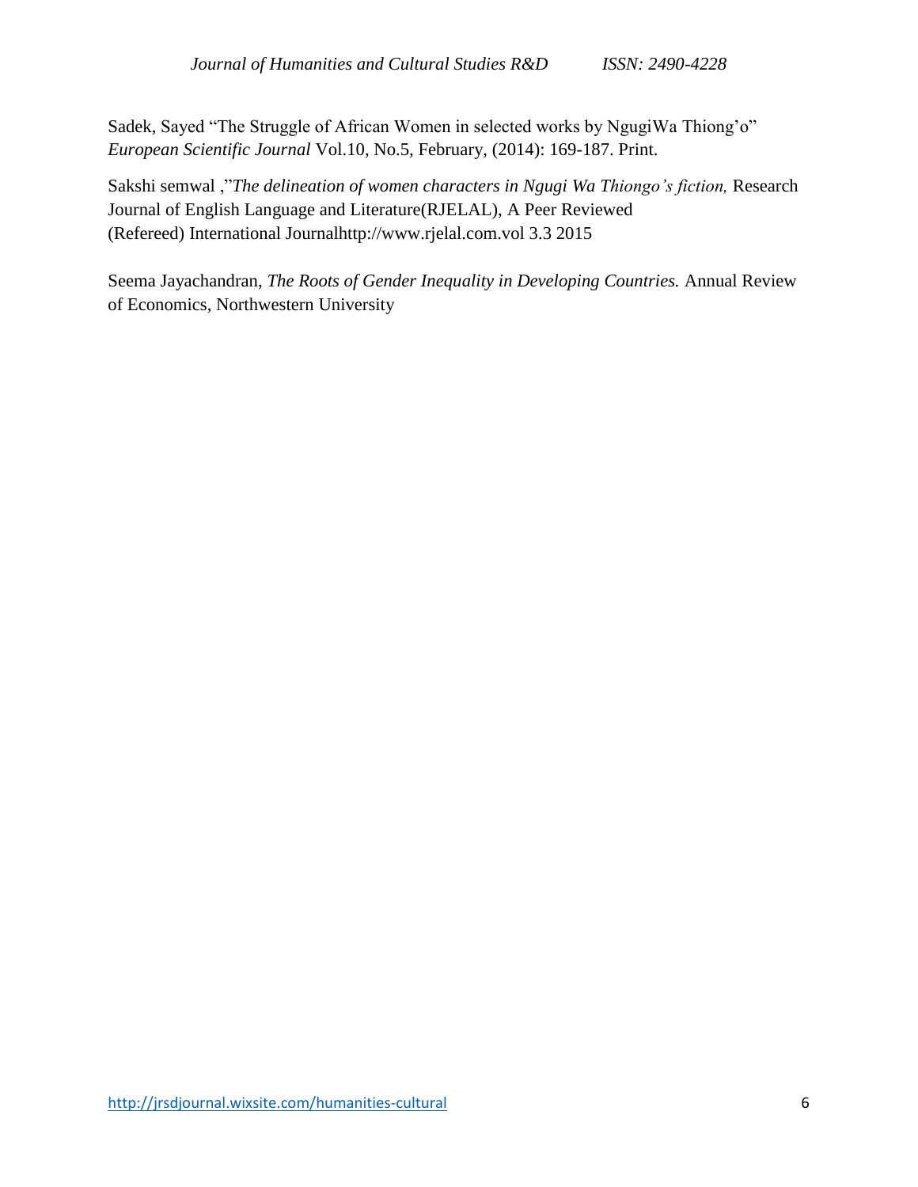Sadek, Sayed "The Struggle of African Women in selected works by NgugiWa Thiong'o" *European Scientific Journal* Vol.10, No.5, February, (2014): 169-187. Print.

Sakshi semwal ,"*The delineation of women characters in Ngugi Wa Thiongo's fiction,* Research Journal of English Language and Literature(RJELAL), A Peer Reviewed (Refereed) International Journalhttp://www.rjelal.com.vol 3.3 2015

Seema Jayachandran, *The Roots of Gender Inequality in Developing Countries.* Annual Review of Economics, Northwestern University